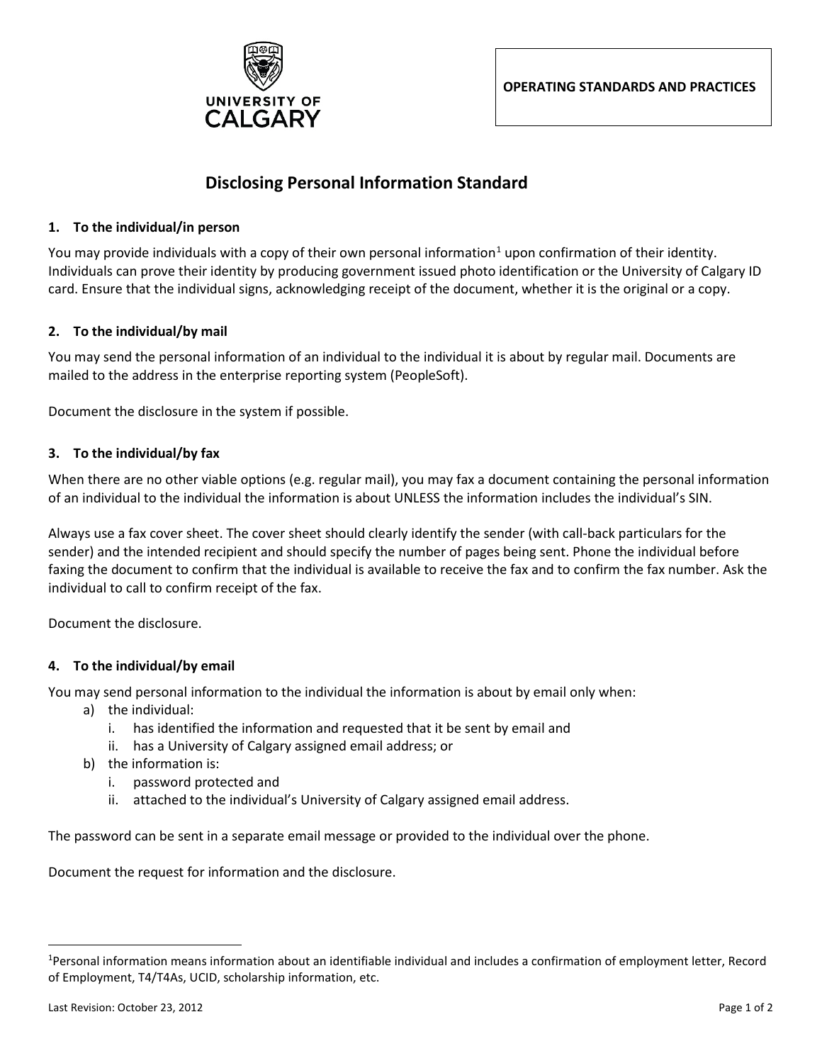**OPERATING STANDARDS AND PRACTICES**

# Disclosing Personal Information Standard

### 1. To the individual/in person

You may provide individuals with a copy of their own personal information[1] upon confirmation of their identity. Individuals can prove their identity by producing government issued photo identification or the University of Calgary ID card. Ensure that the individual signs, acknowledging receipt of the document, whether it is the original or a copy.

### 2. To the individual/by mail

You may send the personal information of an individual to the individual it is about by regular mail. Documents are mailed to the address in the enterprise reporting system (PeopleSoft).

Document the disclosure in the system if possible.

### 3. To the individual/by fax

When there are no other viable options (e.g. regular mail), you may fax a document containing the personal information of an individual to the individual the information is about UNLESS the information includes the individual's SIN.

Always use a fax cover sheet. The cover sheet should clearly identify the sender (with call-back particulars for the sender) and the intended recipient and should specify the number of pages being sent. Phone the individual before faxing the document to confirm that the individual is available to receive the fax and to confirm the fax number. Ask the individual to call to confirm receipt of the fax.

Document the disclosure.

### 4. To the individual/by email

You may send personal information to the individual the information is about by email only when:

a) the individual:
   i. has identified the information and requested that it be sent by email and
   ii. has a University of Calgary assigned email address; or
b) the information is:
   i. password protected and
   ii. attached to the individual's University of Calgary assigned email address.

The password can be sent in a separate email message or provided to the individual over the phone.

Document the request for information and the disclosure.

---

[1] Personal information means information about an identifiable individual and includes a confirmation of employment letter, Record of Employment, T4/T4As, UCID, scholarship information, etc.

Last Revision: October 23, 2012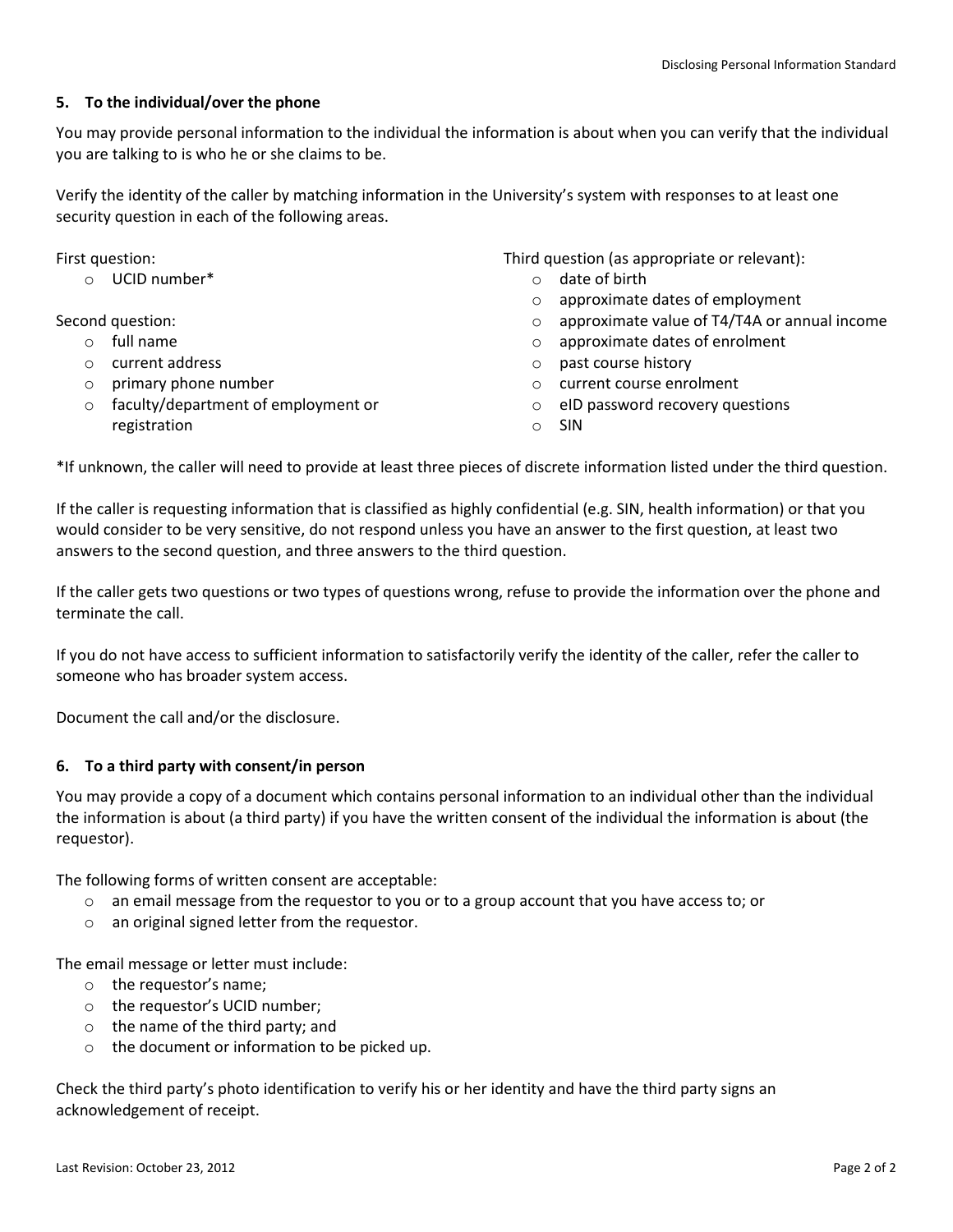### 5. To the individual/over the phone

You may provide personal information to the individual the information is about when you can verify that the individual you are talking to is who he or she claims to be.

Verify the identity of the caller by matching information in the University's system with responses to at least one security question in each of the following areas.

First question:

- UCID number*

Second question:

- full name
- current address
- primary phone number
- faculty/department of employment or registration

Third question (as appropriate or relevant):

- date of birth
- approximate dates of employment
- approximate value of T4/T4A or annual income
- approximate dates of enrolment
- past course history
- current course enrolment
- eID password recovery questions
- SIN

*If unknown, the caller will need to provide at least three pieces of discrete information listed under the third question.

If the caller is requesting information that is classified as highly confidential (e.g. SIN, health information) or that you would consider to be very sensitive, do not respond unless you have an answer to the first question, at least two answers to the second question, and three answers to the third question.

If the caller gets two questions or two types of questions wrong, refuse to provide the information over the phone and terminate the call.

If you do not have access to sufficient information to satisfactorily verify the identity of the caller, refer the caller to someone who has broader system access.

Document the call and/or the disclosure.

### 6. To a third party with consent/in person

You may provide a copy of a document which contains personal information to an individual other than the individual the information is about (a third party) if you have the written consent of the individual the information is about (the requestor).

The following forms of written consent are acceptable:

- an email message from the requestor to you or to a group account that you have access to; or
- an original signed letter from the requestor.

The email message or letter must include:

- the requestor's name;
- the requestor's UCID number;
- the name of the third party; and
- the document or information to be picked up.

Check the third party's photo identification to verify his or her identity and have the third party signs an acknowledgement of receipt.